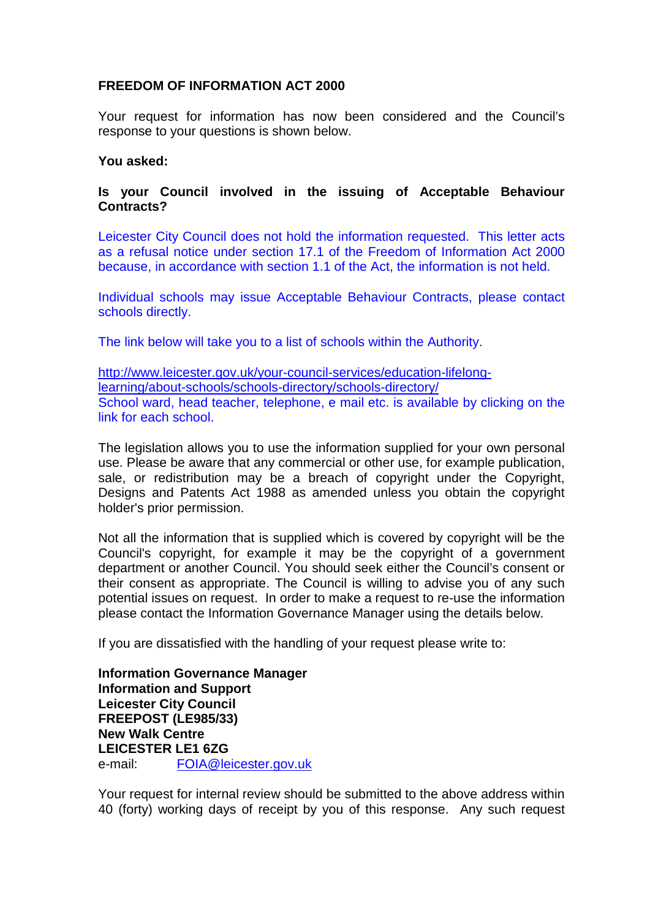**FREEDOM OF INFORMATION ACT 2000**

Your request for information has now been considered and the Council's response to your questions is shown below.

**You asked:**

**Is your Council involved in the issuing of Acceptable Behaviour Contracts?**

Leicester City Council does not hold the information requested. This letter acts as a refusal notice under section 17.1 of the Freedom of Information Act 2000 because, in accordance with section 1.1 of the Act, the information is not held.

Individual schools may issue Acceptable Behaviour Contracts, please contact schools directly.

The link below will take you to a list of schools within the Authority.

http://www.leicester.gov.uk/your-council-services/education-lifelong-learning/about-schools/schools-directory/schools-directory/
School ward, head teacher, telephone, e mail etc. is available by clicking on the link for each school.

The legislation allows you to use the information supplied for your own personal use. Please be aware that any commercial or other use, for example publication, sale, or redistribution may be a breach of copyright under the Copyright, Designs and Patents Act 1988 as amended unless you obtain the copyright holder's prior permission.

Not all the information that is supplied which is covered by copyright will be the Council's copyright, for example it may be the copyright of a government department or another Council. You should seek either the Council's consent or their consent as appropriate. The Council is willing to advise you of any such potential issues on request. In order to make a request to re-use the information please contact the Information Governance Manager using the details below.

If you are dissatisfied with the handling of your request please write to:

**Information Governance Manager**
**Information and Support**
**Leicester City Council**
**FREEPOST (LE985/33)**
**New Walk Centre**
**LEICESTER LE1 6ZG**
e-mail: FOIA@leicester.gov.uk

Your request for internal review should be submitted to the above address within 40 (forty) working days of receipt by you of this response. Any such request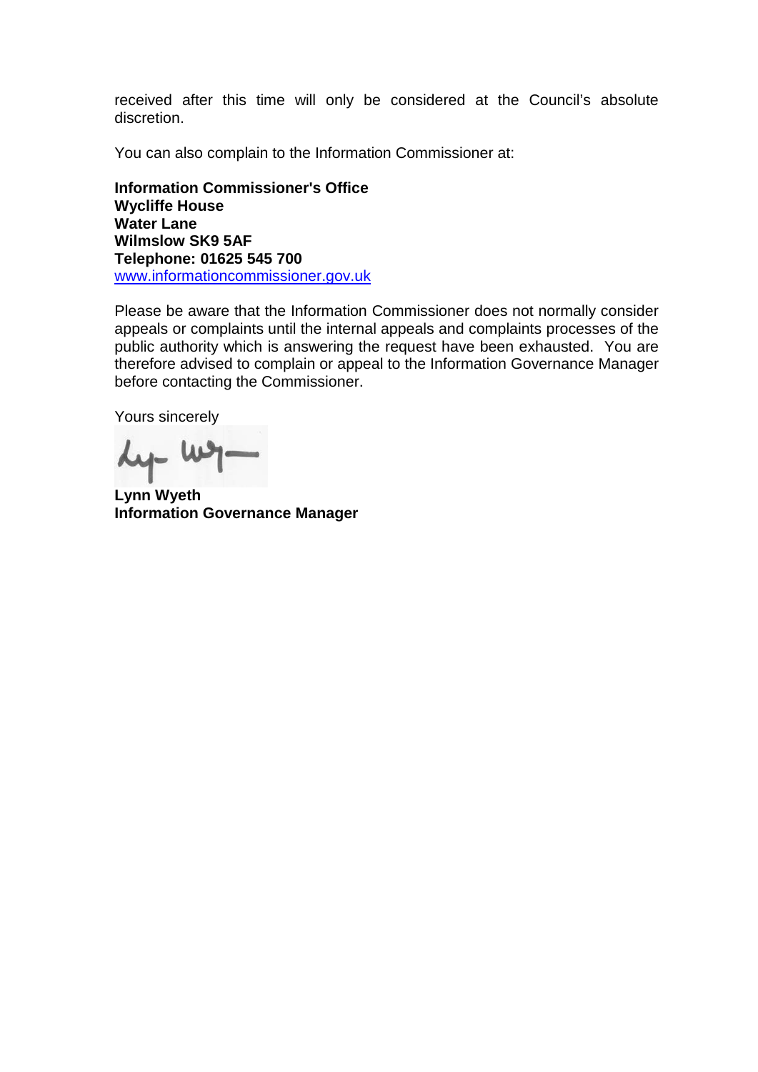received after this time will only be considered at the Council's absolute discretion.

You can also complain to the Information Commissioner at:

**Information Commissioner's Office**
**Wycliffe House**
**Water Lane**
**Wilmslow SK9 5AF**
**Telephone: 01625 545 700**
[www.informationcommissioner.gov.uk](http://www.informationcommissioner.gov.uk)

Please be aware that the Information Commissioner does not normally consider appeals or complaints until the internal appeals and complaints processes of the public authority which is answering the request have been exhausted. You are therefore advised to complain or appeal to the Information Governance Manager before contacting the Commissioner.

Yours sincerely

**Lynn Wyeth**
**Information Governance Manager**